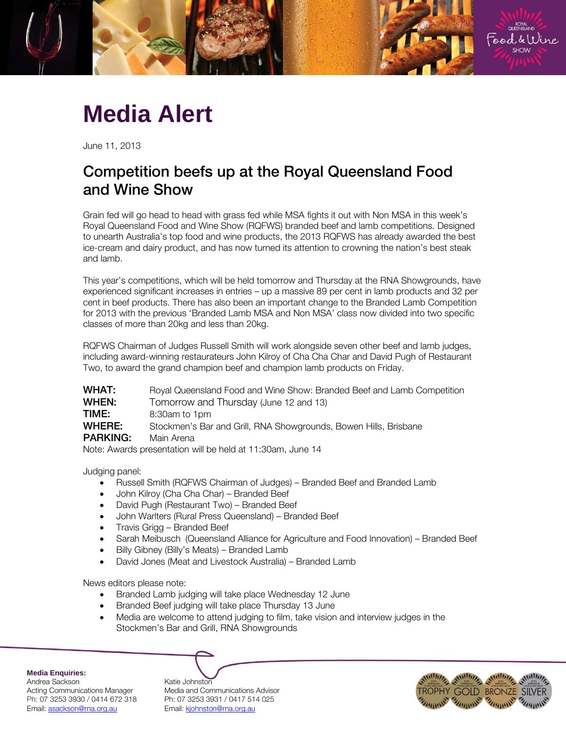# Media Alert

June 11, 2013

## Competition beefs up at the Royal Queensland Food and Wine Show

Grain fed will go head to head with grass fed while MSA fights it out with Non MSA in this week's Royal Queensland Food and Wine Show (RQFWS) branded beef and lamb competitions. Designed to unearth Australia's top food and wine products, the 2013 RQFWS has already awarded the best ice-cream and dairy product, and has now turned its attention to crowning the nation's best steak and lamb.

This year's competitions, which will be held tomorrow and Thursday at the RNA Showgrounds, have experienced significant increases in entries – up a massive 89 per cent in lamb products and 32 per cent in beef products. There has also been an important change to the Branded Lamb Competition for 2013 with the previous 'Branded Lamb MSA and Non MSA' class now divided into two specific classes of more than 20kg and less than 20kg.

RQFWS Chairman of Judges Russell Smith will work alongside seven other beef and lamb judges, including award-winning restaurateurs John Kilroy of Cha Cha Char and David Pugh of Restaurant Two, to award the grand champion beef and champion lamb products on Friday.

**WHAT:** Royal Queensland Food and Wine Show: Branded Beef and Lamb Competition
**WHEN:** Tomorrow and Thursday (June 12 and 13)
**TIME:** 8:30am to 1pm
**WHERE:** Stockmen's Bar and Grill, RNA Showgrounds, Bowen Hills, Brisbane
**PARKING:** Main Arena

Note: Awards presentation will be held at 11:30am, June 14

Judging panel:

- Russell Smith (RQFWS Chairman of Judges) – Branded Beef and Branded Lamb
- John Kilroy (Cha Cha Char) – Branded Beef
- David Pugh (Restaurant Two) – Branded Beef
- John Warlters (Rural Press Queensland) – Branded Beef
- Travis Grigg – Branded Beef
- Sarah Meibusch (Queensland Alliance for Agriculture and Food Innovation) – Branded Beef
- Billy Gibney (Billy's Meats) – Branded Lamb
- David Jones (Meat and Livestock Australia) – Branded Lamb

News editors please note:

- Branded Lamb judging will take place Wednesday 12 June
- Branded Beef judging will take place Thursday 13 June
- Media are welcome to attend judging to film, take vision and interview judges in the Stockmen's Bar and Grill, RNA Showgrounds

**Media Enquiries:**

Andrea Sackson
Acting Communications Manager
Ph: 07 3253 3930 / 0414 672 318
Email: asackson@rna.org.au

Katie Johnston
Media and Communications Advisor
Ph: 07 3253 3931 / 0417 514 025
Email: kjohnston@rna.org.au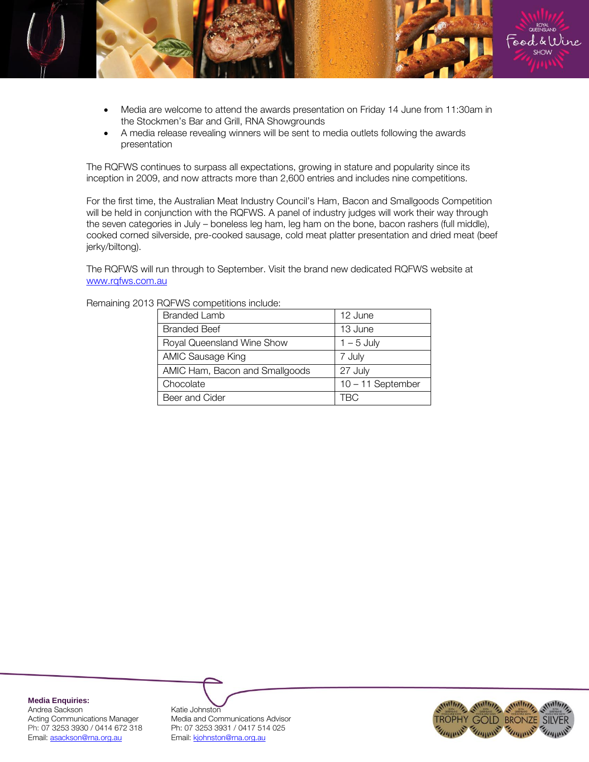- Media are welcome to attend the awards presentation on Friday 14 June from 11:30am in the Stockmen's Bar and Grill, RNA Showgrounds
- A media release revealing winners will be sent to media outlets following the awards presentation

The RQFWS continues to surpass all expectations, growing in stature and popularity since its inception in 2009, and now attracts more than 2,600 entries and includes nine competitions.

For the first time, the Australian Meat Industry Council's Ham, Bacon and Smallgoods Competition will be held in conjunction with the RQFWS. A panel of industry judges will work their way through the seven categories in July – boneless leg ham, leg ham on the bone, bacon rashers (full middle), cooked corned silverside, pre-cooked sausage, cold meat platter presentation and dried meat (beef jerky/biltong).

The RQFWS will run through to September. Visit the brand new dedicated RQFWS website at www.rqfws.com.au

Remaining 2013 RQFWS competitions include:

| | |
|---|---|
| Branded Lamb | 12 June |
| Branded Beef | 13 June |
| Royal Queensland Wine Show | 1 – 5 July |
| AMIC Sausage King | 7 July |
| AMIC Ham, Bacon and Smallgoods | 27 July |
| Chocolate | 10 – 11 September |
| Beer and Cider | TBC |

**Media Enquiries:**

Andrea Sackson
Acting Communications Manager
Ph: 07 3253 3930 / 0414 672 318
Email: asackson@rna.org.au

Katie Johnston
Media and Communications Advisor
Ph: 07 3253 3931 / 0417 514 025
Email: kjohnston@rna.org.au